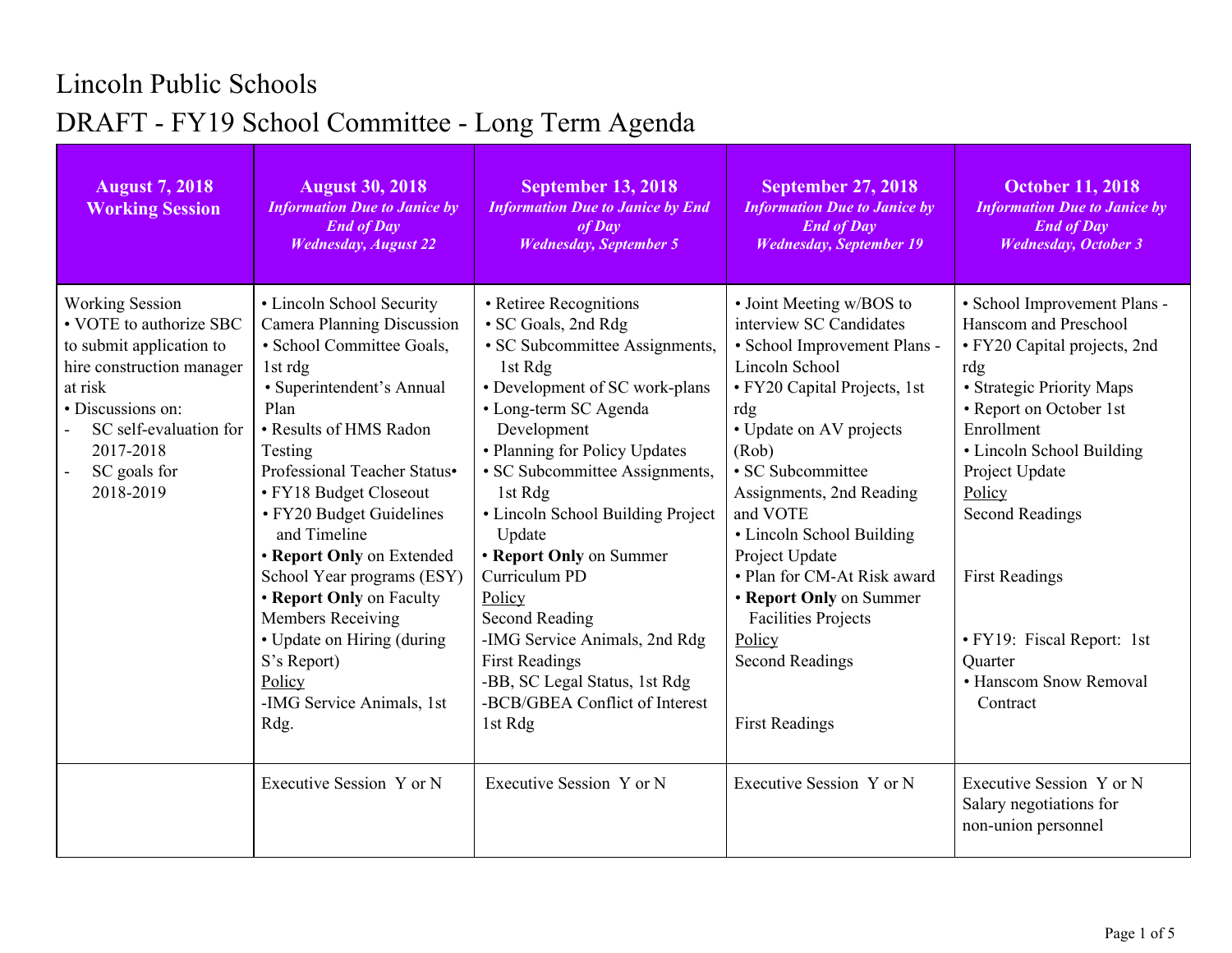# Lincoln Public Schools

## DRAFT - FY19 School Committee - Long Term Agenda

| August 7, 2018 Working Session | August 30, 2018 *Information Due to Janice by End of Day Wednesday, August 22* | September 13, 2018 *Information Due to Janice by End of Day Wednesday, September 5* | September 27, 2018 *Information Due to Janice by End of Day Wednesday, September 19* | October 11, 2018 *Information Due to Janice by End of Day Wednesday, October 3* |
|---|---|---|---|---|
| Working Session<br>• VOTE to authorize SBC to submit application to hire construction manager at risk<br>• Discussions on:<br>- SC self-evaluation for 2017-2018<br>- SC goals for 2018-2019 | • Lincoln School Security Camera Planning Discussion<br>• School Committee Goals, 1st rdg<br>• Superintendent's Annual Plan<br>• Results of HMS Radon Testing<br>Professional Teacher Status•<br>• FY18 Budget Closeout<br>• FY20 Budget Guidelines and Timeline<br>• **Report Only** on Extended School Year programs (ESY)<br>• **Report Only** on Faculty Members Receiving<br>• Update on Hiring (during S's Report)<br>Policy<br>-IMG Service Animals, 1st Rdg. | • Retiree Recognitions<br>• SC Goals, 2nd Rdg<br>• SC Subcommittee Assignments, 1st Rdg<br>• Development of SC work-plans<br>• Long-term SC Agenda Development<br>• Planning for Policy Updates<br>• SC Subcommittee Assignments, 1st Rdg<br>• Lincoln School Building Project Update<br>• **Report Only** on Summer Curriculum PD<br>Policy<br>Second Reading<br>-IMG Service Animals, 2nd Rdg<br>First Readings<br>-BB, SC Legal Status, 1st Rdg<br>-BCB/GBEA Conflict of Interest 1st Rdg | • Joint Meeting w/BOS to interview SC Candidates<br>• School Improvement Plans - Lincoln School<br>• FY20 Capital Projects, 1st rdg<br>• Update on AV projects (Rob)<br>• SC Subcommittee Assignments, 2nd Reading and VOTE<br>• Lincoln School Building Project Update<br>• Plan for CM-At Risk award<br>• **Report Only** on Summer Facilities Projects<br>Policy<br>Second Readings<br><br>First Readings | • School Improvement Plans - Hanscom and Preschool<br>• FY20 Capital projects, 2nd rdg<br>• Strategic Priority Maps<br>• Report on October 1st Enrollment<br>• Lincoln School Building Project Update<br>Policy<br>Second Readings<br><br>First Readings<br><br>• FY19: Fiscal Report: 1st Quarter<br>• Hanscom Snow Removal Contract |
| | Executive Session Y or N | Executive Session Y or N | Executive Session Y or N | Executive Session Y or N<br>Salary negotiations for non-union personnel |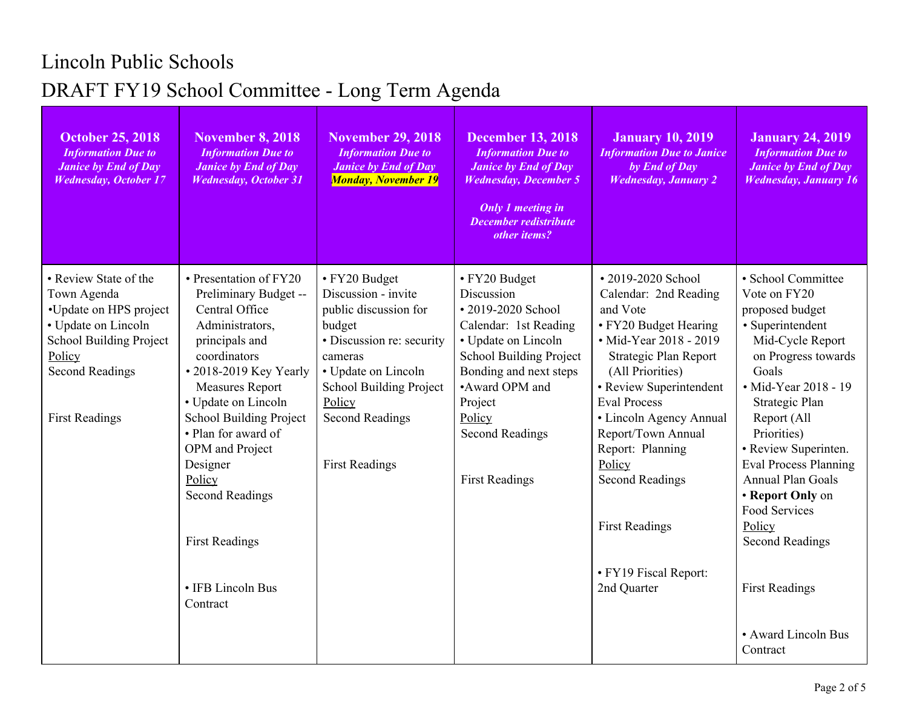# Lincoln Public Schools

## DRAFT FY19 School Committee - Long Term Agenda

| **October 25, 2018** *Information Due to Janice by End of Day Wednesday, October 17* | **November 8, 2018** *Information Due to Janice by End of Day Wednesday, October 31* | **November 29, 2018** *Information Due to Janice by End of Day Monday, November 19* | **December 13, 2018** *Information Due to Janice by End of Day Wednesday, December 5* *Only 1 meeting in December redistribute other items?* | **January 10, 2019** *Information Due to Janice by End of Day Wednesday, January 2* | **January 24, 2019** *Information Due to Janice by End of Day Wednesday, January 16* |
|---|---|---|---|---|---|
| • Review State of the Town Agenda<br>•Update on HPS project<br>• Update on Lincoln School Building Project<br>Policy<br>Second Readings<br><br>First Readings | • Presentation of FY20 Preliminary Budget -- Central Office Administrators, principals and coordinators<br>• 2018-2019 Key Yearly Measures Report<br>• Update on Lincoln School Building Project<br>• Plan for award of OPM and Project Designer<br>Policy<br>Second Readings<br><br>First Readings<br><br>• IFB Lincoln Bus Contract | • FY20 Budget Discussion - invite public discussion for budget<br>• Discussion re: security cameras<br>• Update on Lincoln School Building Project<br>Policy<br>Second Readings<br><br>First Readings | • FY20 Budget Discussion<br>• 2019-2020 School Calendar: 1st Reading<br>• Update on Lincoln School Building Project Bonding and next steps<br>•Award OPM and Project<br>Policy<br>Second Readings<br><br>First Readings | • 2019-2020 School Calendar: 2nd Reading and Vote<br>• FY20 Budget Hearing<br>• Mid-Year 2018 - 2019 Strategic Plan Report (All Priorities)<br>• Review Superintendent Eval Process<br>• Lincoln Agency Annual Report/Town Annual Report: Planning<br>Policy<br>Second Readings<br><br>First Readings<br><br>• FY19 Fiscal Report: 2nd Quarter | • School Committee Vote on FY20 proposed budget<br>• Superintendent Mid-Cycle Report on Progress towards Goals<br>• Mid-Year 2018 - 19 Strategic Plan Report (All Priorities)<br>• Review Superinten. Eval Process Planning Annual Plan Goals<br>• **Report Only** on Food Services<br>Policy<br>Second Readings<br><br>First Readings<br><br>• Award Lincoln Bus Contract |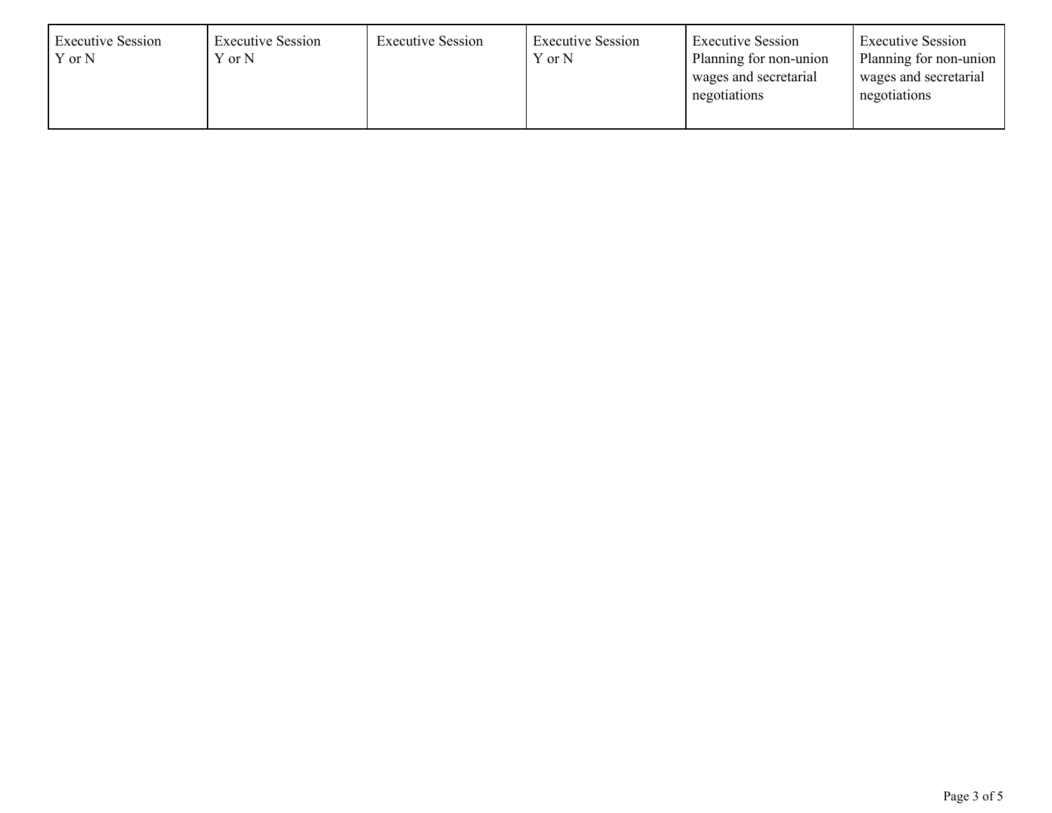| Executive Session Y or N | Executive Session Y or N | Executive Session | Executive Session Y or N | Executive Session Planning for non-union wages and secretarial negotiations | Executive Session Planning for non-union wages and secretarial negotiations |
|---|---|---|---|---|---|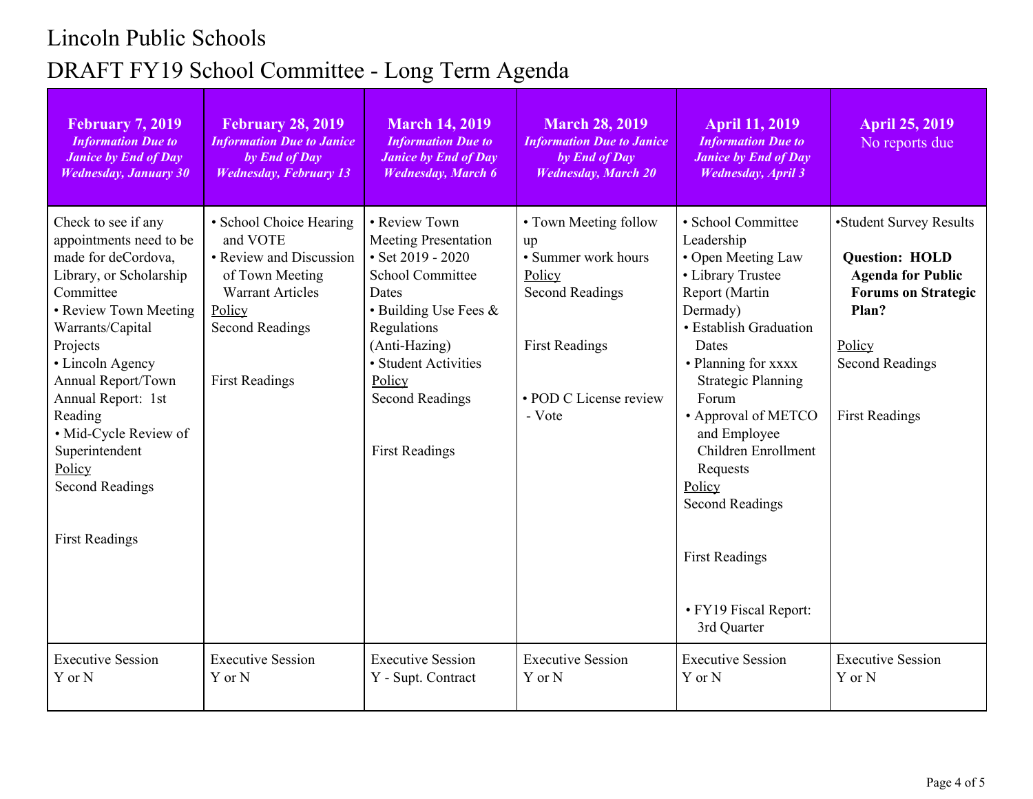# Lincoln Public Schools

## DRAFT FY19 School Committee - Long Term Agenda

| **February 7, 2019** *Information Due to Janice by End of Day Wednesday, January 30* | **February 28, 2019** *Information Due to Janice by End of Day Wednesday, February 13* | **March 14, 2019** *Information Due to Janice by End of Day Wednesday, March 6* | **March 28, 2019** *Information Due to Janice by End of Day Wednesday, March 20* | **April 11, 2019** *Information Due to Janice by End of Day Wednesday, April 3* | **April 25, 2019** No reports due |
|---|---|---|---|---|---|
| Check to see if any appointments need to be made for deCordova, Library, or Scholarship Committee<br>• Review Town Meeting Warrants/Capital Projects<br>• Lincoln Agency Annual Report/Town Annual Report: 1st Reading<br>• Mid-Cycle Review of Superintendent<br>Policy<br>Second Readings<br><br>First Readings | • School Choice Hearing and VOTE<br>• Review and Discussion of Town Meeting Warrant Articles<br>Policy<br>Second Readings<br><br>First Readings | • Review Town Meeting Presentation<br>• Set 2019 - 2020 School Committee Dates<br>• Building Use Fees & Regulations (Anti-Hazing)<br>• Student Activities<br>Policy<br>Second Readings<br><br>First Readings | • Town Meeting follow up<br>• Summer work hours<br>Policy<br>Second Readings<br><br>First Readings<br><br>• POD C License review - Vote | • School Committee Leadership<br>• Open Meeting Law<br>• Library Trustee Report (Martin Dermady)<br>• Establish Graduation Dates<br>• Planning for xxxx Strategic Planning Forum<br>• Approval of METCO and Employee Children Enrollment Requests<br>Policy<br>Second Readings<br><br>First Readings<br><br>• FY19 Fiscal Report: 3rd Quarter | •Student Survey Results<br><br>**Question: HOLD Agenda for Public Forums on Strategic Plan?**<br><br>Policy<br>Second Readings<br><br>First Readings |
| Executive Session<br>Y or N | Executive Session<br>Y or N | Executive Session<br>Y - Supt. Contract | Executive Session<br>Y or N | Executive Session<br>Y or N | Executive Session<br>Y or N |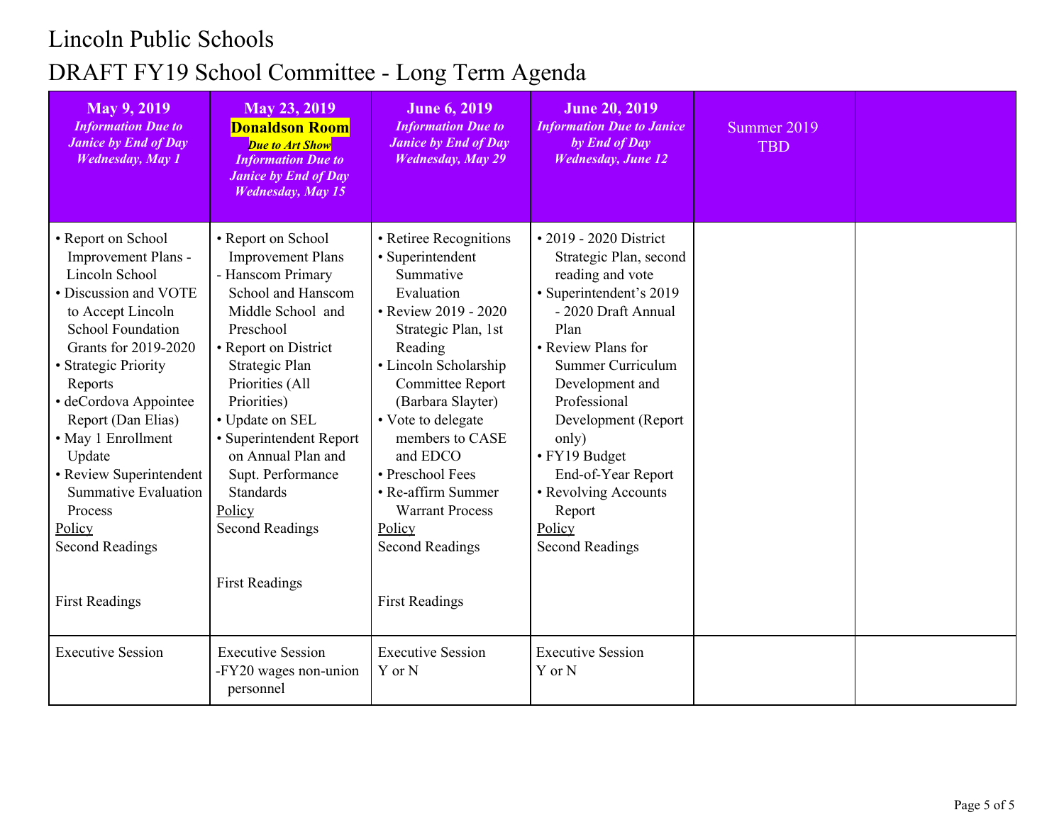# Lincoln Public Schools

## DRAFT FY19 School Committee - Long Term Agenda

| **May 9, 2019** *Information Due to Janice by End of Day Wednesday, May 1* | **May 23, 2019** **Donaldson Room** *Due to Art Show* *Information Due to Janice by End of Day Wednesday, May 15* | **June 6, 2019** *Information Due to Janice by End of Day Wednesday, May 29* | **June 20, 2019** *Information Due to Janice by End of Day Wednesday, June 12* | Summer 2019 TBD | |
|---|---|---|---|---|---|
| • Report on School Improvement Plans - Lincoln School<br>• Discussion and VOTE to Accept Lincoln School Foundation Grants for 2019-2020<br>• Strategic Priority Reports<br>• deCordova Appointee Report (Dan Elias)<br>• May 1 Enrollment Update<br>• Review Superintendent Summative Evaluation Process<br>Policy<br>Second Readings<br><br>First Readings | • Report on School Improvement Plans - Hanscom Primary School and Hanscom Middle School and Preschool<br>• Report on District Strategic Plan Priorities (All Priorities)<br>• Update on SEL<br>• Superintendent Report on Annual Plan and Supt. Performance Standards<br>Policy<br>Second Readings<br><br>First Readings | • Retiree Recognitions<br>• Superintendent Summative Evaluation<br>• Review 2019 - 2020 Strategic Plan, 1st Reading<br>• Lincoln Scholarship Committee Report (Barbara Slayter)<br>• Vote to delegate members to CASE and EDCO<br>• Preschool Fees<br>• Re-affirm Summer Warrant Process<br>Policy<br>Second Readings<br><br>First Readings | • 2019 - 2020 District Strategic Plan, second reading and vote<br>• Superintendent's 2019 - 2020 Draft Annual Plan<br>• Review Plans for Summer Curriculum Development and Professional Development (Report only)<br>• FY19 Budget End-of-Year Report<br>• Revolving Accounts Report<br>Policy<br>Second Readings | | |
| Executive Session | Executive Session<br>-FY20 wages non-union personnel | Executive Session<br>Y or N | Executive Session<br>Y or N | | |